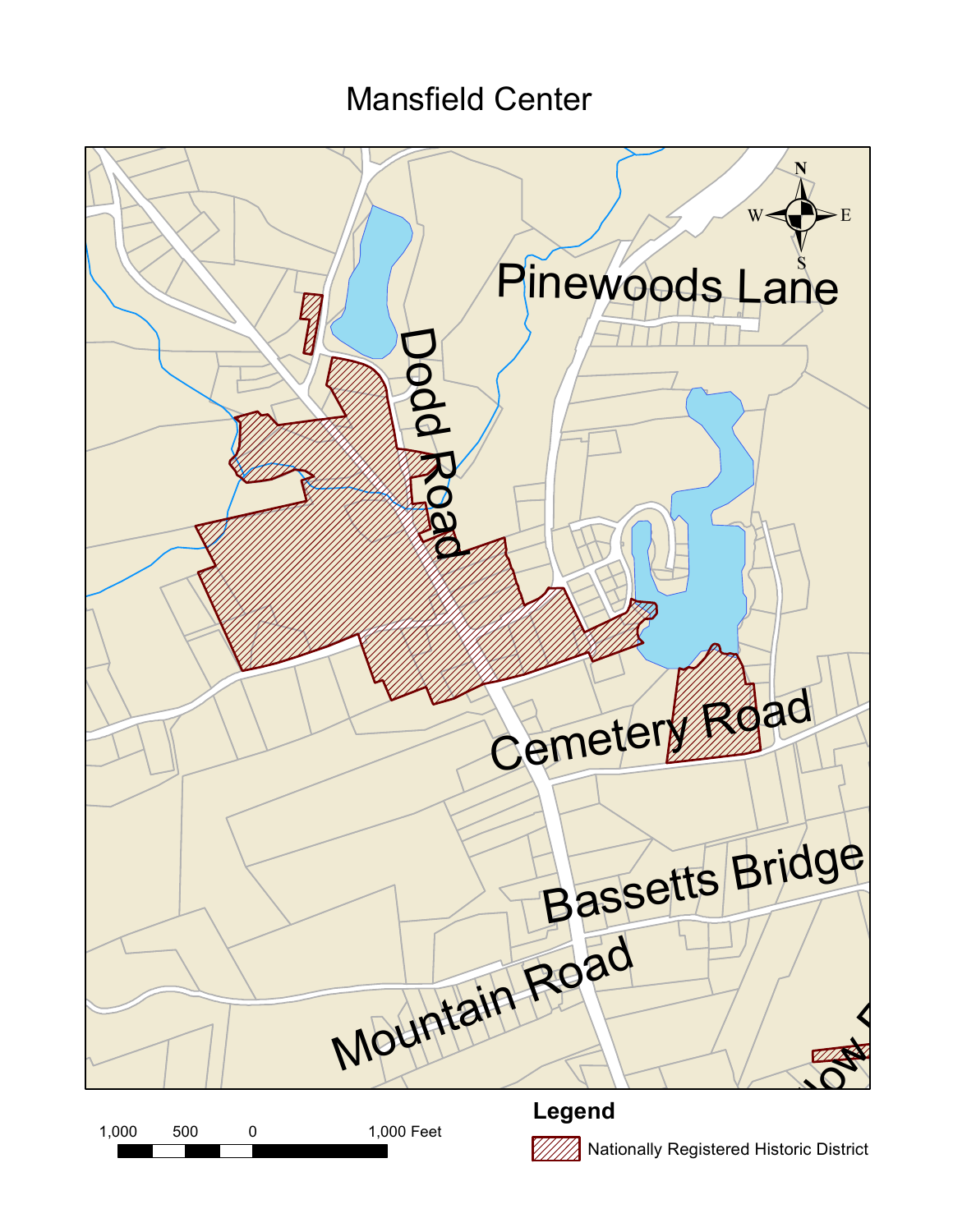# Mansfield Center

Pinewoods Lane

Dodd Road

Cemetery Road

Bassetts Bridge

Mountain Road

N

W

E

S

1,000 500 0 1,000 Feet

**Legend**

Nationally Registered Historic District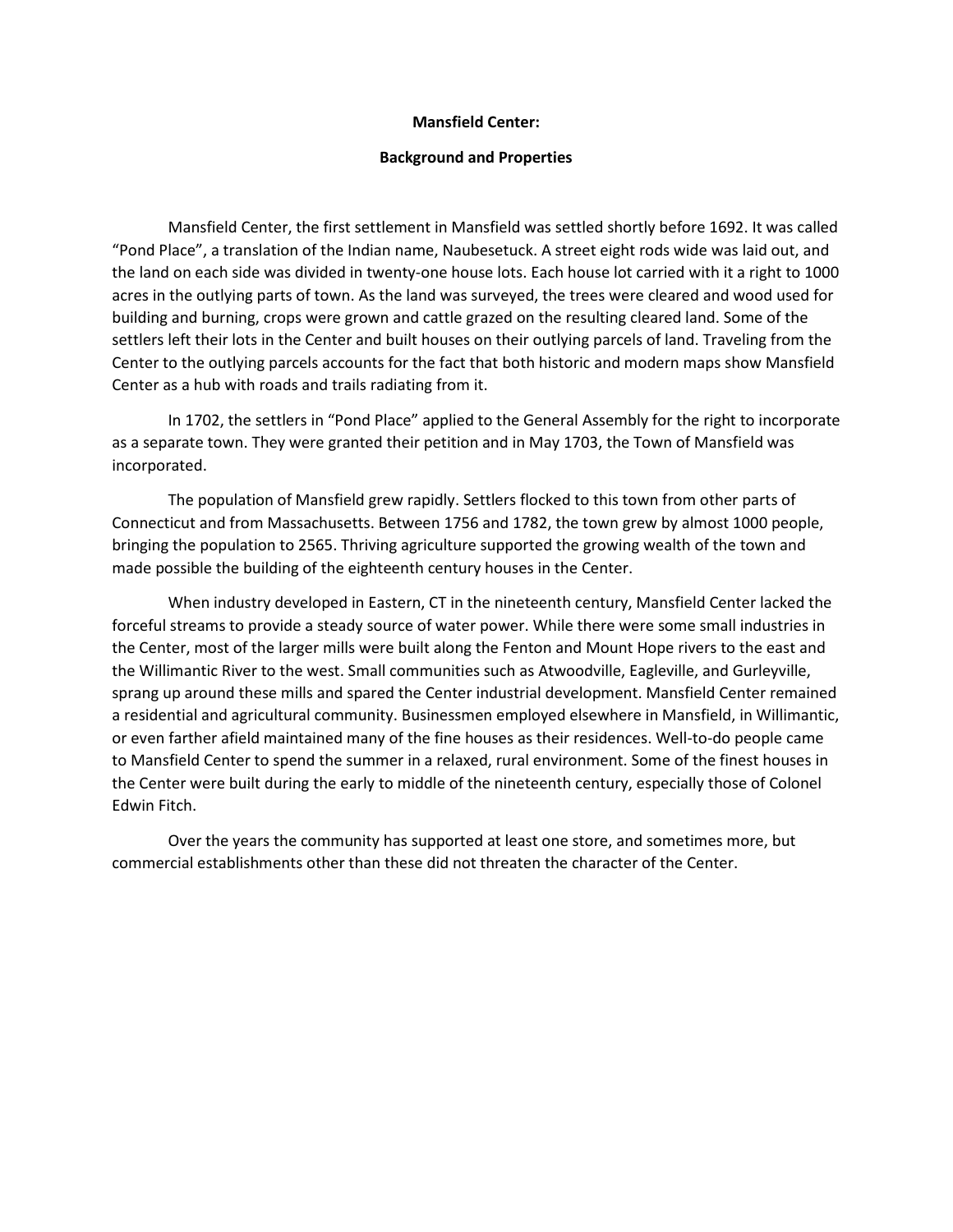# Mansfield Center:

## Background and Properties

Mansfield Center, the first settlement in Mansfield was settled shortly before 1692. It was called "Pond Place", a translation of the Indian name, Naubesetuck. A street eight rods wide was laid out, and the land on each side was divided in twenty-one house lots. Each house lot carried with it a right to 1000 acres in the outlying parts of town. As the land was surveyed, the trees were cleared and wood used for building and burning, crops were grown and cattle grazed on the resulting cleared land. Some of the settlers left their lots in the Center and built houses on their outlying parcels of land. Traveling from the Center to the outlying parcels accounts for the fact that both historic and modern maps show Mansfield Center as a hub with roads and trails radiating from it.

In 1702, the settlers in "Pond Place" applied to the General Assembly for the right to incorporate as a separate town. They were granted their petition and in May 1703, the Town of Mansfield was incorporated.

The population of Mansfield grew rapidly. Settlers flocked to this town from other parts of Connecticut and from Massachusetts. Between 1756 and 1782, the town grew by almost 1000 people, bringing the population to 2565. Thriving agriculture supported the growing wealth of the town and made possible the building of the eighteenth century houses in the Center.

When industry developed in Eastern, CT in the nineteenth century, Mansfield Center lacked the forceful streams to provide a steady source of water power. While there were some small industries in the Center, most of the larger mills were built along the Fenton and Mount Hope rivers to the east and the Willimantic River to the west. Small communities such as Atwoodville, Eagleville, and Gurleyville, sprang up around these mills and spared the Center industrial development. Mansfield Center remained a residential and agricultural community. Businessmen employed elsewhere in Mansfield, in Willimantic, or even farther afield maintained many of the fine houses as their residences. Well-to-do people came to Mansfield Center to spend the summer in a relaxed, rural environment. Some of the finest houses in the Center were built during the early to middle of the nineteenth century, especially those of Colonel Edwin Fitch.

Over the years the community has supported at least one store, and sometimes more, but commercial establishments other than these did not threaten the character of the Center.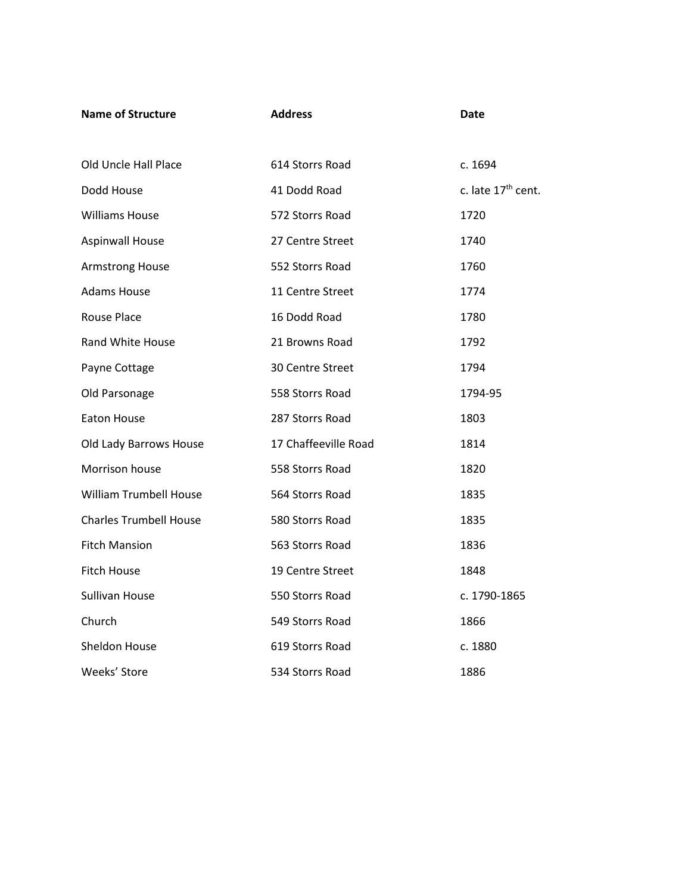| Name of Structure | Address | Date |
|---|---|---|
| Old Uncle Hall Place | 614 Storrs Road | c. 1694 |
| Dodd House | 41 Dodd Road | c. late 17th cent. |
| Williams House | 572 Storrs Road | 1720 |
| Aspinwall House | 27 Centre Street | 1740 |
| Armstrong House | 552 Storrs Road | 1760 |
| Adams House | 11 Centre Street | 1774 |
| Rouse Place | 16 Dodd Road | 1780 |
| Rand White House | 21 Browns Road | 1792 |
| Payne Cottage | 30 Centre Street | 1794 |
| Old Parsonage | 558 Storrs Road | 1794-95 |
| Eaton House | 287 Storrs Road | 1803 |
| Old Lady Barrows House | 17 Chaffeeville Road | 1814 |
| Morrison house | 558 Storrs Road | 1820 |
| William Trumbell House | 564 Storrs Road | 1835 |
| Charles Trumbell House | 580 Storrs Road | 1835 |
| Fitch Mansion | 563 Storrs Road | 1836 |
| Fitch House | 19 Centre Street | 1848 |
| Sullivan House | 550 Storrs Road | c. 1790-1865 |
| Church | 549 Storrs Road | 1866 |
| Sheldon House | 619 Storrs Road | c. 1880 |
| Weeks' Store | 534 Storrs Road | 1886 |